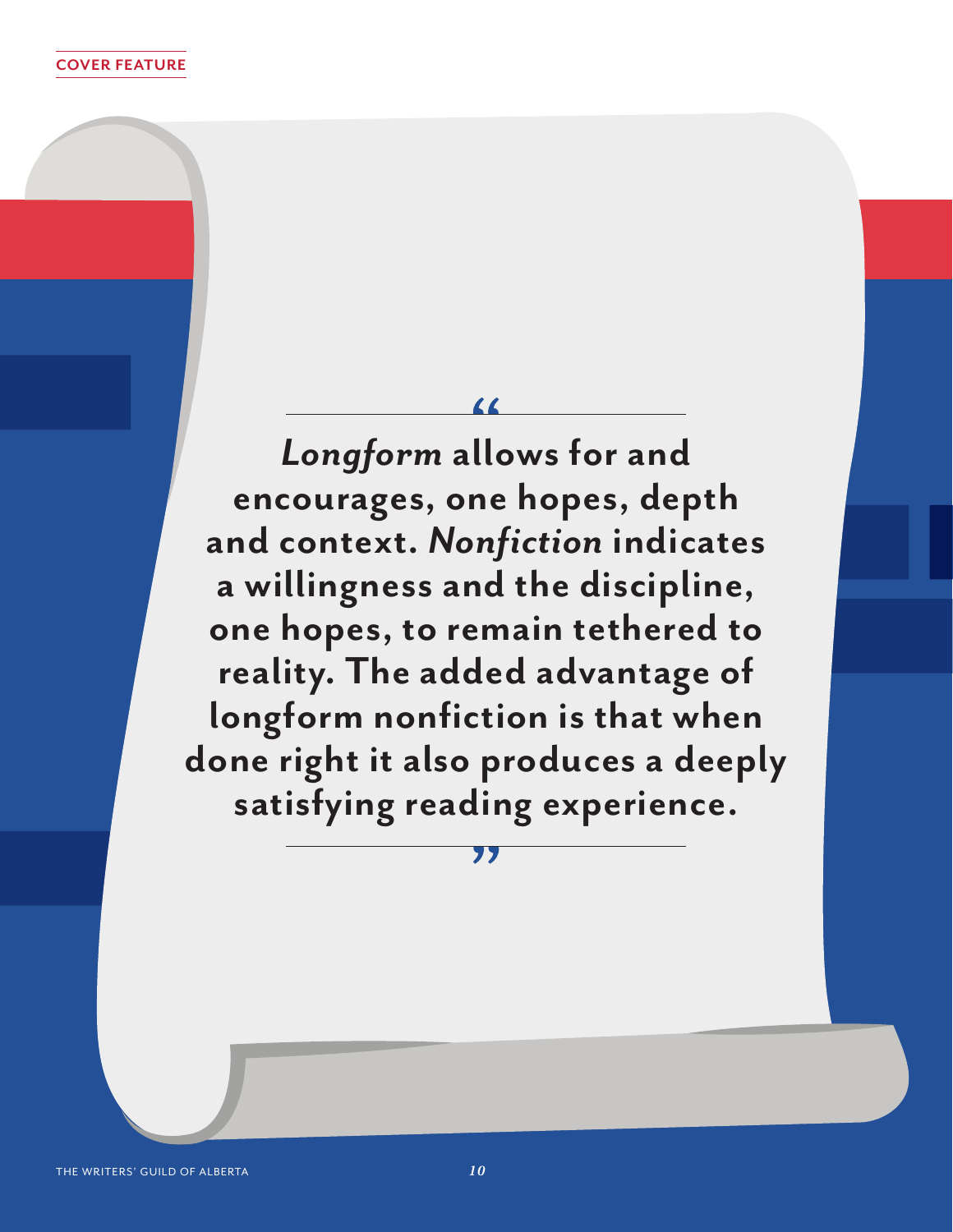COVER FEATURE

> “*Longform* allows for and encourages, one hopes, depth and context. *Nonfiction* indicates a willingness and the discipline, one hopes, to remain tethered to reality. The added advantage of longform nonfiction is that when done right it also produces a deeply satisfying reading experience.”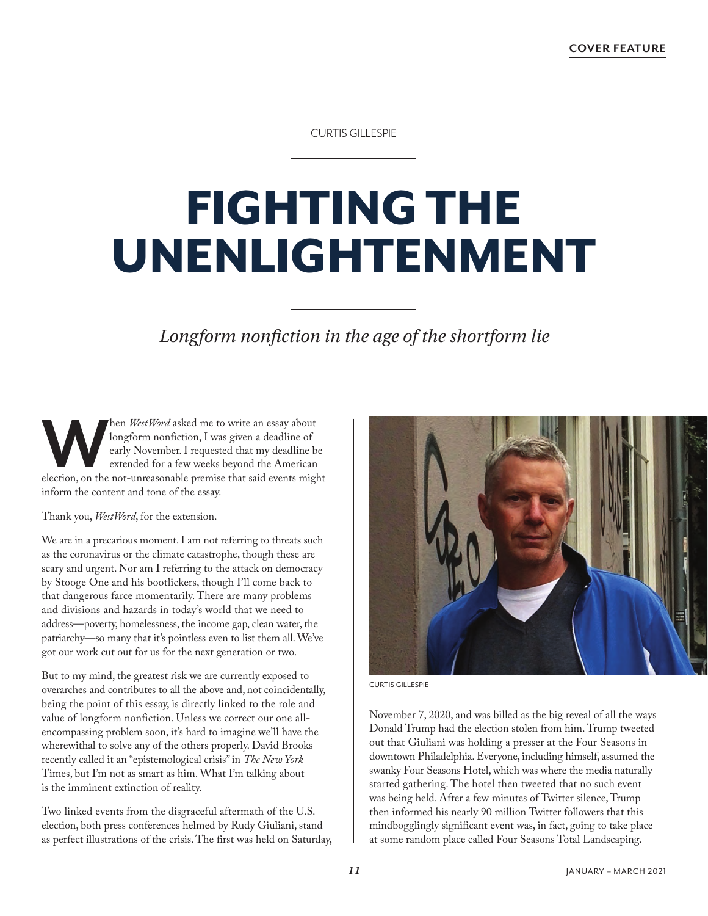COVER FEATURE

CURTIS GILLESPIE

# FIGHTING THE UNENLIGHTENMENT

*Longform nonfiction in the age of the shortform lie*

When *WestWord* asked me to write an essay about longform nonfiction, I was given a deadline of early November. I requested that my deadline be extended for a few weeks beyond the American election, on the not-unreasonable premise that said events might inform the content and tone of the essay.

Thank you, *WestWord*, for the extension.

We are in a precarious moment. I am not referring to threats such as the coronavirus or the climate catastrophe, though these are scary and urgent. Nor am I referring to the attack on democracy by Stooge One and his bootlickers, though I'll come back to that dangerous farce momentarily. There are many problems and divisions and hazards in today's world that we need to address—poverty, homelessness, the income gap, clean water, the patriarchy—so many that it's pointless even to list them all. We've got our work cut out for us for the next generation or two.

But to my mind, the greatest risk we are currently exposed to overarches and contributes to all the above and, not coincidentally, being the point of this essay, is directly linked to the role and value of longform nonfiction. Unless we correct our one all-encompassing problem soon, it's hard to imagine we'll have the wherewithal to solve any of the others properly. David Brooks recently called it an "epistemological crisis" in *The New York* Times, but I'm not as smart as him. What I'm talking about is the imminent extinction of reality.

Two linked events from the disgraceful aftermath of the U.S. election, both press conferences helmed by Rudy Giuliani, stand as perfect illustrations of the crisis. The first was held on Saturday, November 7, 2020, and was billed as the big reveal of all the ways Donald Trump had the election stolen from him. Trump tweeted out that Giuliani was holding a presser at the Four Seasons in downtown Philadelphia. Everyone, including himself, assumed the swanky Four Seasons Hotel, which was where the media naturally started gathering. The hotel then tweeted that no such event was being held. After a few minutes of Twitter silence, Trump then informed his nearly 90 million Twitter followers that this mindbogglingly significant event was, in fact, going to take place at some random place called Four Seasons Total Landscaping.

CURTIS GILLESPIE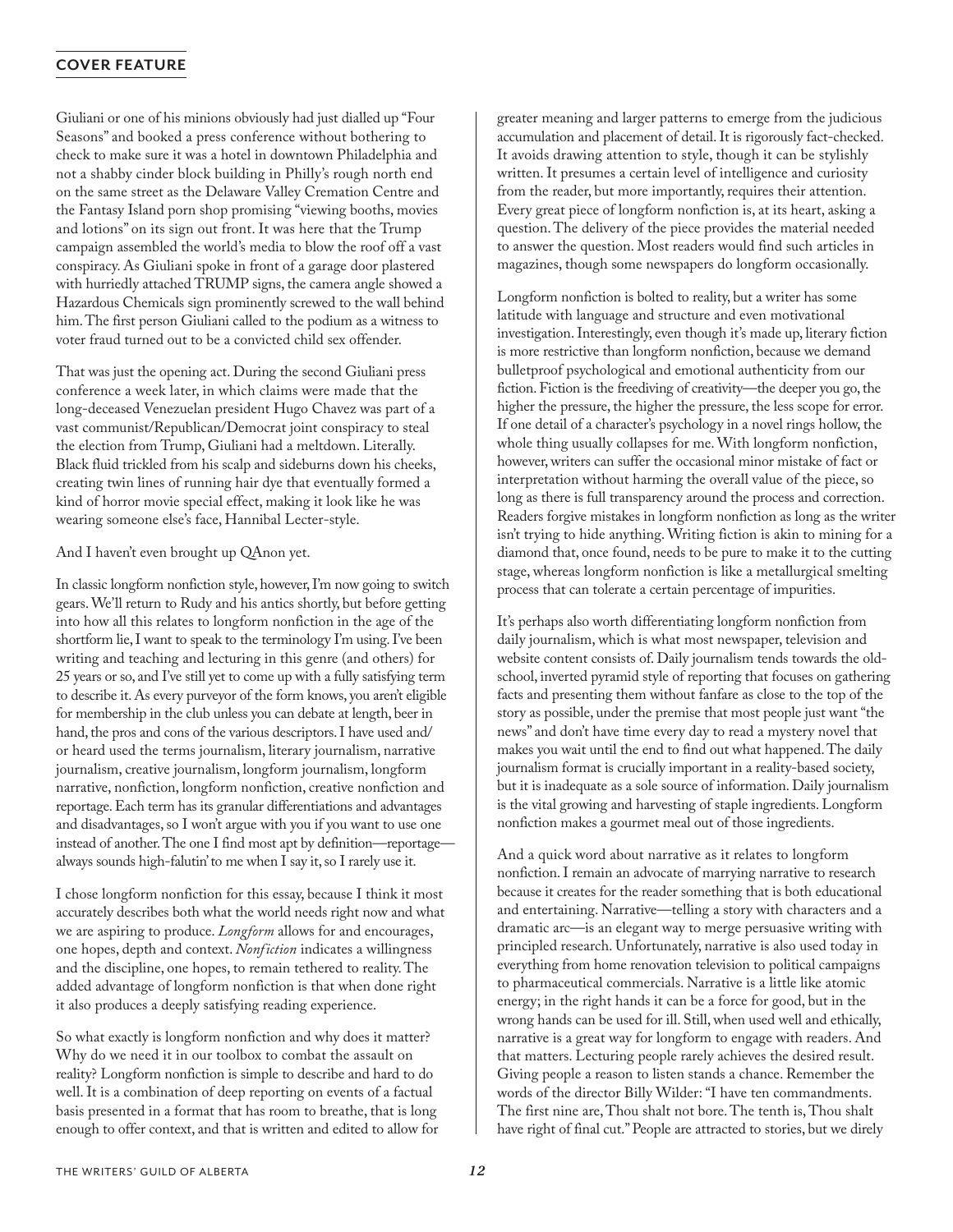Giuliani or one of his minions obviously had just dialled up "Four Seasons" and booked a press conference without bothering to check to make sure it was a hotel in downtown Philadelphia and not a shabby cinder block building in Philly's rough north end on the same street as the Delaware Valley Cremation Centre and the Fantasy Island porn shop promising "viewing booths, movies and lotions" on its sign out front. It was here that the Trump campaign assembled the world's media to blow the roof off a vast conspiracy. As Giuliani spoke in front of a garage door plastered with hurriedly attached TRUMP signs, the camera angle showed a Hazardous Chemicals sign prominently screwed to the wall behind him. The first person Giuliani called to the podium as a witness to voter fraud turned out to be a convicted child sex offender.

That was just the opening act. During the second Giuliani press conference a week later, in which claims were made that the long-deceased Venezuelan president Hugo Chavez was part of a vast communist/Republican/Democrat joint conspiracy to steal the election from Trump, Giuliani had a meltdown. Literally. Black fluid trickled from his scalp and sideburns down his cheeks, creating twin lines of running hair dye that eventually formed a kind of horror movie special effect, making it look like he was wearing someone else's face, Hannibal Lecter-style.

And I haven't even brought up QAnon yet.

In classic longform nonfiction style, however, I'm now going to switch gears. We'll return to Rudy and his antics shortly, but before getting into how all this relates to longform nonfiction in the age of the shortform lie, I want to speak to the terminology I'm using. I've been writing and teaching and lecturing in this genre (and others) for 25 years or so, and I've still yet to come up with a fully satisfying term to describe it. As every purveyor of the form knows, you aren't eligible for membership in the club unless you can debate at length, beer in hand, the pros and cons of the various descriptors. I have used and/or heard used the terms journalism, literary journalism, narrative journalism, creative journalism, longform journalism, longform narrative, nonfiction, longform nonfiction, creative nonfiction and reportage. Each term has its granular differentiations and advantages and disadvantages, so I won't argue with you if you want to use one instead of another. The one I find most apt by definition—reportage—always sounds high-falutin' to me when I say it, so I rarely use it.

I chose longform nonfiction for this essay, because I think it most accurately describes both what the world needs right now and what we are aspiring to produce. *Longform* allows for and encourages, one hopes, depth and context. *Nonfiction* indicates a willingness and the discipline, one hopes, to remain tethered to reality. The added advantage of longform nonfiction is that when done right it also produces a deeply satisfying reading experience.

So what exactly is longform nonfiction and why does it matter? Why do we need it in our toolbox to combat the assault on reality? Longform nonfiction is simple to describe and hard to do well. It is a combination of deep reporting on events of a factual basis presented in a format that has room to breathe, that is long enough to offer context, and that is written and edited to allow for greater meaning and larger patterns to emerge from the judicious accumulation and placement of detail. It is rigorously fact-checked. It avoids drawing attention to style, though it can be stylishly written. It presumes a certain level of intelligence and curiosity from the reader, but more importantly, requires their attention. Every great piece of longform nonfiction is, at its heart, asking a question. The delivery of the piece provides the material needed to answer the question. Most readers would find such articles in magazines, though some newspapers do longform occasionally.

Longform nonfiction is bolted to reality, but a writer has some latitude with language and structure and even motivational investigation. Interestingly, even though it's made up, literary fiction is more restrictive than longform nonfiction, because we demand bulletproof psychological and emotional authenticity from our fiction. Fiction is the freediving of creativity—the deeper you go, the higher the pressure, the higher the pressure, the less scope for error. If one detail of a character's psychology in a novel rings hollow, the whole thing usually collapses for me. With longform nonfiction, however, writers can suffer the occasional minor mistake of fact or interpretation without harming the overall value of the piece, so long as there is full transparency around the process and correction. Readers forgive mistakes in longform nonfiction as long as the writer isn't trying to hide anything. Writing fiction is akin to mining for a diamond that, once found, needs to be pure to make it to the cutting stage, whereas longform nonfiction is like a metallurgical smelting process that can tolerate a certain percentage of impurities.

It's perhaps also worth differentiating longform nonfiction from daily journalism, which is what most newspaper, television and website content consists of. Daily journalism tends towards the old-school, inverted pyramid style of reporting that focuses on gathering facts and presenting them without fanfare as close to the top of the story as possible, under the premise that most people just want "the news" and don't have time every day to read a mystery novel that makes you wait until the end to find out what happened. The daily journalism format is crucially important in a reality-based society, but it is inadequate as a sole source of information. Daily journalism is the vital growing and harvesting of staple ingredients. Longform nonfiction makes a gourmet meal out of those ingredients.

And a quick word about narrative as it relates to longform nonfiction. I remain an advocate of marrying narrative to research because it creates for the reader something that is both educational and entertaining. Narrative—telling a story with characters and a dramatic arc—is an elegant way to merge persuasive writing with principled research. Unfortunately, narrative is also used today in everything from home renovation television to political campaigns to pharmaceutical commercials. Narrative is a little like atomic energy; in the right hands it can be a force for good, but in the wrong hands can be used for ill. Still, when used well and ethically, narrative is a great way for longform to engage with readers. And that matters. Lecturing people rarely achieves the desired result. Giving people a reason to listen stands a chance. Remember the words of the director Billy Wilder: "I have ten commandments. The first nine are, Thou shalt not bore. The tenth is, Thou shalt have right of final cut." People are attracted to stories, but we direly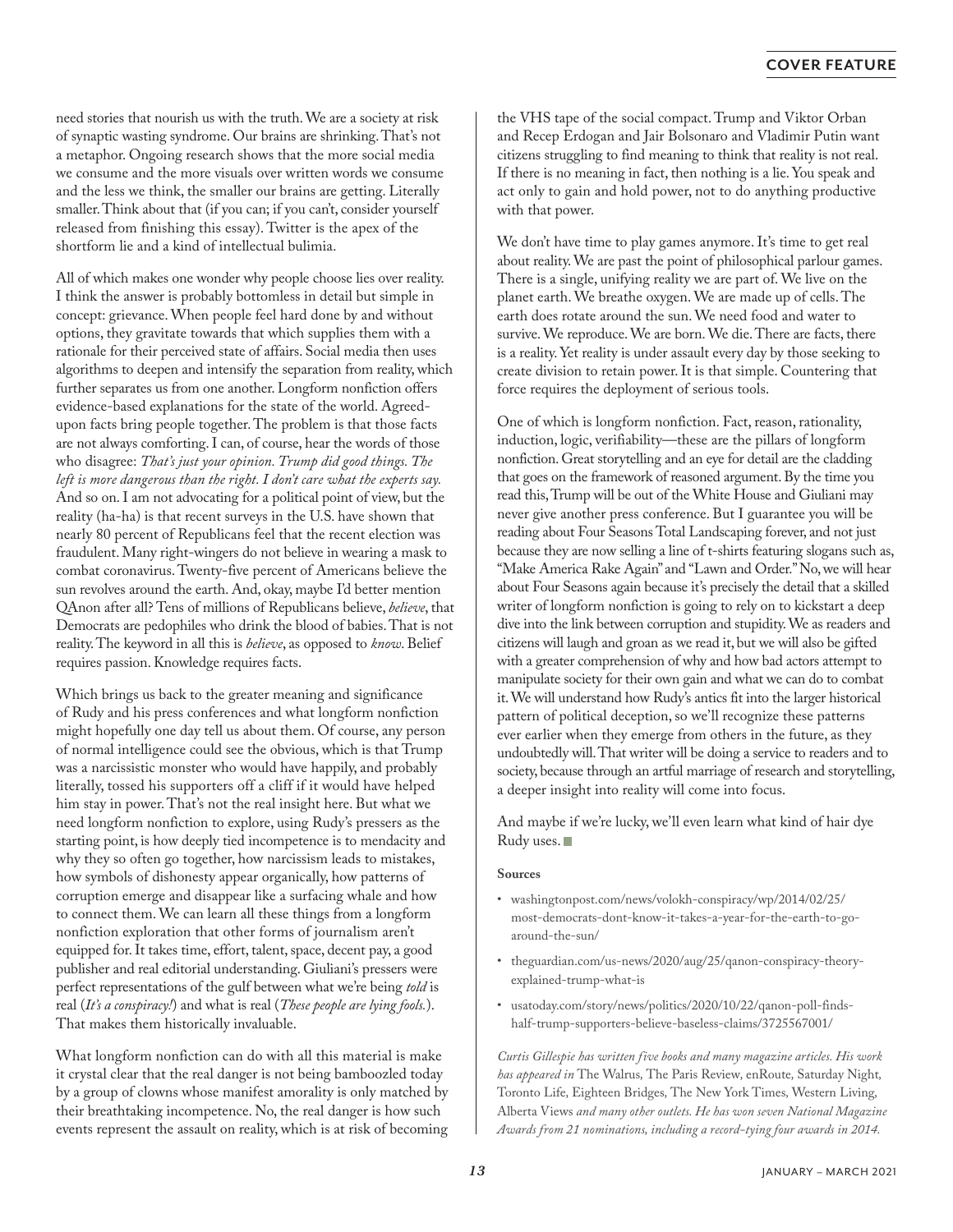need stories that nourish us with the truth. We are a society at risk of synaptic wasting syndrome. Our brains are shrinking. That's not a metaphor. Ongoing research shows that the more social media we consume and the more visuals over written words we consume and the less we think, the smaller our brains are getting. Literally smaller. Think about that (if you can; if you can't, consider yourself released from finishing this essay). Twitter is the apex of the shortform lie and a kind of intellectual bulimia.

All of which makes one wonder why people choose lies over reality. I think the answer is probably bottomless in detail but simple in concept: grievance. When people feel hard done by and without options, they gravitate towards that which supplies them with a rationale for their perceived state of affairs. Social media then uses algorithms to deepen and intensify the separation from reality, which further separates us from one another. Longform nonfiction offers evidence-based explanations for the state of the world. Agreed-upon facts bring people together. The problem is that those facts are not always comforting. I can, of course, hear the words of those who disagree: *That's just your opinion. Trump did good things. The left is more dangerous than the right. I don't care what the experts say.* And so on. I am not advocating for a political point of view, but the reality (ha-ha) is that recent surveys in the U.S. have shown that nearly 80 percent of Republicans feel that the recent election was fraudulent. Many right-wingers do not believe in wearing a mask to combat coronavirus. Twenty-five percent of Americans believe the sun revolves around the earth. And, okay, maybe I'd better mention QAnon after all? Tens of millions of Republicans believe, *believe*, that Democrats are pedophiles who drink the blood of babies. That is not reality. The keyword in all this is *believe*, as opposed to *know*. Belief requires passion. Knowledge requires facts.

Which brings us back to the greater meaning and significance of Rudy and his press conferences and what longform nonfiction might hopefully one day tell us about them. Of course, any person of normal intelligence could see the obvious, which is that Trump was a narcissistic monster who would have happily, and probably literally, tossed his supporters off a cliff if it would have helped him stay in power. That's not the real insight here. But what we need longform nonfiction to explore, using Rudy's pressers as the starting point, is how deeply tied incompetence is to mendacity and why they so often go together, how narcissism leads to mistakes, how symbols of dishonesty appear organically, how patterns of corruption emerge and disappear like a surfacing whale and how to connect them. We can learn all these things from a longform nonfiction exploration that other forms of journalism aren't equipped for. It takes time, effort, talent, space, decent pay, a good publisher and real editorial understanding. Giuliani's pressers were perfect representations of the gulf between what we're being *told* is real (*It's a conspiracy!*) and what is real (*These people are lying fools.*). That makes them historically invaluable.

What longform nonfiction can do with all this material is make it crystal clear that the real danger is not being bamboozled today by a group of clowns whose manifest amorality is only matched by their breathtaking incompetence. No, the real danger is how such events represent the assault on reality, which is at risk of becoming the VHS tape of the social compact. Trump and Viktor Orban and Recep Erdogan and Jair Bolsonaro and Vladimir Putin want citizens struggling to find meaning to think that reality is not real. If there is no meaning in fact, then nothing is a lie. You speak and act only to gain and hold power, not to do anything productive with that power.

We don't have time to play games anymore. It's time to get real about reality. We are past the point of philosophical parlour games. There is a single, unifying reality we are part of. We live on the planet earth. We breathe oxygen. We are made up of cells. The earth does rotate around the sun. We need food and water to survive. We reproduce. We are born. We die. There are facts, there is a reality. Yet reality is under assault every day by those seeking to create division to retain power. It is that simple. Countering that force requires the deployment of serious tools.

One of which is longform nonfiction. Fact, reason, rationality, induction, logic, verifiability—these are the pillars of longform nonfiction. Great storytelling and an eye for detail are the cladding that goes on the framework of reasoned argument. By the time you read this, Trump will be out of the White House and Giuliani may never give another press conference. But I guarantee you will be reading about Four Seasons Total Landscaping forever, and not just because they are now selling a line of t-shirts featuring slogans such as, "Make America Rake Again" and "Lawn and Order." No, we will hear about Four Seasons again because it's precisely the detail that a skilled writer of longform nonfiction is going to rely on to kickstart a deep dive into the link between corruption and stupidity. We as readers and citizens will laugh and groan as we read it, but we will also be gifted with a greater comprehension of why and how bad actors attempt to manipulate society for their own gain and what we can do to combat it. We will understand how Rudy's antics fit into the larger historical pattern of political deception, so we'll recognize these patterns ever earlier when they emerge from others in the future, as they undoubtedly will. That writer will be doing a service to readers and to society, because through an artful marriage of research and storytelling, a deeper insight into reality will come into focus.

And maybe if we're lucky, we'll even learn what kind of hair dye Rudy uses. ■

**Sources**

- washingtonpost.com/news/volokh-conspiracy/wp/2014/02/25/most-democrats-dont-know-it-takes-a-year-for-the-earth-to-go-around-the-sun/
- theguardian.com/us-news/2020/aug/25/qanon-conspiracy-theory-explained-trump-what-is
- usatoday.com/story/news/politics/2020/10/22/qanon-poll-finds-half-trump-supporters-believe-baseless-claims/3725567001/

*Curtis Gillespie has written five books and many magazine articles. His work has appeared in* The Walrus, The Paris Review, enRoute, Saturday Night, Toronto Life, Eighteen Bridges, The New York Times, Western Living, Alberta Views *and many other outlets. He has won seven National Magazine Awards from 21 nominations, including a record-tying four awards in 2014.*